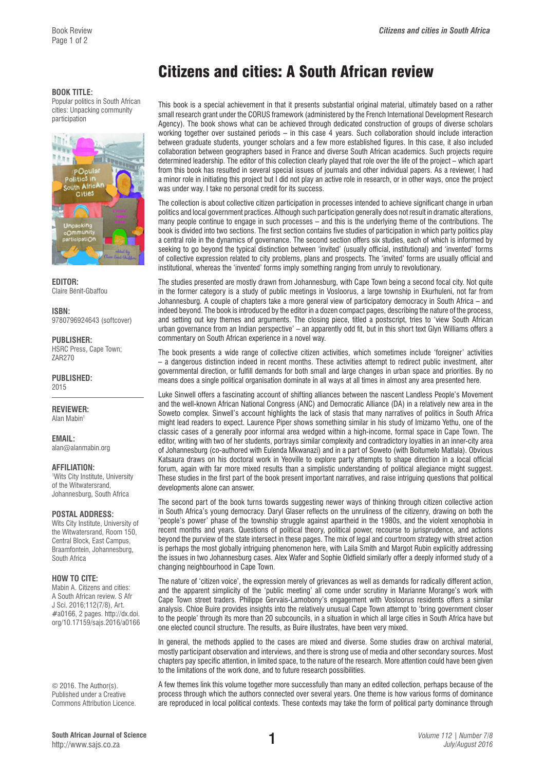# Citizens and cities: A South African review

**BOOK TITLE:**
Popular politics in South African cities: Unpacking community participation

**EDITOR:**
Claire Bénit-Gbaffou

**ISBN:**
9780796924643 (softcover)

**PUBLISHER:**
HSRC Press, Cape Town; ZAR270

**PUBLISHED:**
2015

**REVIEWER:**
Alan Mabin[1]

**EMAIL:**
alan@alanmabin.org

**AFFILIATION:**
[1]Wits City Institute, University of the Witwatersrand, Johannesburg, South Africa

**POSTAL ADDRESS:**
Wits City Institute, University of the Witwatersrand, Room 150, Central Block, East Campus, Braamfontein, Johannesburg, South Africa

**HOW TO CITE:**
Mabin A. Citizens and cities: A South African review. S Afr J Sci. 2016;112(7/8), Art. #a0166, 2 pages. http://dx.doi.org/10.17159/sajs.2016/a0166

© 2016. The Author(s). Published under a Creative Commons Attribution Licence.

This book is a special achievement in that it presents substantial original material, ultimately based on a rather small research grant under the CORUS framework (administered by the French International Development Research Agency). The book shows what can be achieved through dedicated construction of groups of diverse scholars working together over sustained periods – in this case 4 years. Such collaboration should include interaction between graduate students, younger scholars and a few more established figures. In this case, it also included collaboration between geographers based in France and diverse South African academics. Such projects require determined leadership. The editor of this collection clearly played that role over the life of the project – which apart from this book has resulted in several special issues of journals and other individual papers. As a reviewer, I had a minor role in initiating this project but I did not play an active role in research, or in other ways, once the project was under way. I take no personal credit for its success.

The collection is about collective citizen participation in processes intended to achieve significant change in urban politics and local government practices. Although such participation generally does not result in dramatic alterations, many people continue to engage in such processes – and this is the underlying theme of the contributions. The book is divided into two sections. The first section contains five studies of participation in which party politics play a central role in the dynamics of governance. The second section offers six studies, each of which is informed by seeking to go beyond the typical distinction between 'invited' (usually official, institutional) and 'invented' forms of collective expression related to city problems, plans and prospects. The 'invited' forms are usually official and institutional, whereas the 'invented' forms imply something ranging from unruly to revolutionary.

The studies presented are mostly drawn from Johannesburg, with Cape Town being a second focal city. Not quite in the former category is a study of public meetings in Vosloorus, a large township in Ekurhuleni, not far from Johannesburg. A couple of chapters take a more general view of participatory democracy in South Africa – and indeed beyond. The book is introduced by the editor in a dozen compact pages, describing the nature of the process, and setting out key themes and arguments. The closing piece, titled a postscript, tries to 'view South African urban governance from an Indian perspective' – an apparently odd fit, but in this short text Glyn Williams offers a commentary on South African experience in a novel way.

The book presents a wide range of collective citizen activities, which sometimes include 'foreigner' activities – a dangerous distinction indeed in recent months. These activities attempt to redirect public investment, alter governmental direction, or fulfill demands for both small and large changes in urban space and priorities. By no means does a single political organisation dominate in all ways at all times in almost any area presented here.

Luke Sinwell offers a fascinating account of shifting alliances between the nascent Landless People's Movement and the well-known African National Congress (ANC) and Democratic Alliance (DA) in a relatively new area in the Soweto complex. Sinwell's account highlights the lack of stasis that many narratives of politics in South Africa might lead readers to expect. Laurence Piper shows something similar in his study of Imizamo Yethu, one of the classic cases of a generally poor informal area wedged within a high-income, formal space in Cape Town. The editor, writing with two of her students, portrays similar complexity and contradictory loyalties in an inner-city area of Johannesburg (co-authored with Eulenda Mkwanazi) and in a part of Soweto (with Boitumelo Matlala). Obvious Katsaura draws on his doctoral work in Yeoville to explore party attempts to shape direction in a local official forum, again with far more mixed results than a simplistic understanding of political allegiance might suggest. These studies in the first part of the book present important narratives, and raise intriguing questions that political developments alone can answer.

The second part of the book turns towards suggesting newer ways of thinking through citizen collective action in South Africa's young democracy. Daryl Glaser reflects on the unruliness of the citizenry, drawing on both the 'people's power' phase of the township struggle against apartheid in the 1980s, and the violent xenophobia in recent months and years. Questions of political theory, political power, recourse to jurisprudence, and actions beyond the purview of the state intersect in these pages. The mix of legal and courtroom strategy with street action is perhaps the most globally intriguing phenomenon here, with Laila Smith and Margot Rubin explicitly addressing the issues in two Johannesburg cases. Alex Wafer and Sophie Oldfield similarly offer a deeply informed study of a changing neighbourhood in Cape Town.

The nature of 'citizen voice', the expression merely of grievances as well as demands for radically different action, and the apparent simplicity of the 'public meeting' all come under scrutiny in Marianne Morange's work with Cape Town street traders. Philippe Gervais-Lambony's engagement with Vosloorus residents offers a similar analysis. Chloe Buire provides insights into the relatively unusual Cape Town attempt to 'bring government closer to the people' through its more than 20 subcouncils, in a situation in which all large cities in South Africa have but one elected council structure. The results, as Buire illustrates, have been very mixed.

In general, the methods applied to the cases are mixed and diverse. Some studies draw on archival material, mostly participant observation and interviews, and there is strong use of media and other secondary sources. Most chapters pay specific attention, in limited space, to the nature of the research. More attention could have been given to the limitations of the work done, and to future research possibilities.

A few themes link this volume together more successfully than many an edited collection, perhaps because of the process through which the authors connected over several years. One theme is how various forms of dominance are reproduced in local political contexts. These contexts may take the form of political party dominance through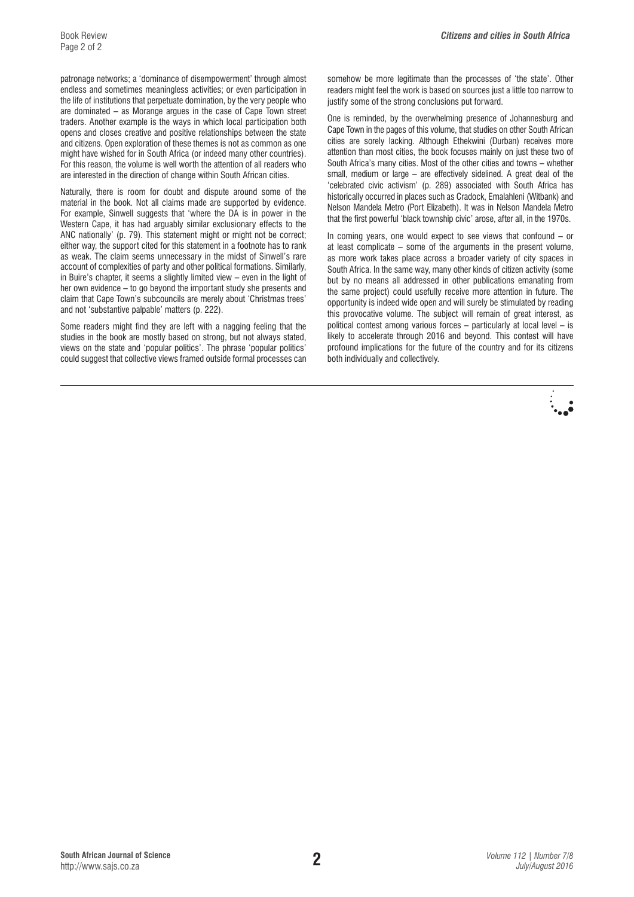patronage networks; a 'dominance of disempowerment' through almost endless and sometimes meaningless activities; or even participation in the life of institutions that perpetuate domination, by the very people who are dominated – as Morange argues in the case of Cape Town street traders. Another example is the ways in which local participation both opens and closes creative and positive relationships between the state and citizens. Open exploration of these themes is not as common as one might have wished for in South Africa (or indeed many other countries). For this reason, the volume is well worth the attention of all readers who are interested in the direction of change within South African cities.

Naturally, there is room for doubt and dispute around some of the material in the book. Not all claims made are supported by evidence. For example, Sinwell suggests that 'where the DA is in power in the Western Cape, it has had arguably similar exclusionary effects to the ANC nationally' (p. 79). This statement might or might not be correct; either way, the support cited for this statement in a footnote has to rank as weak. The claim seems unnecessary in the midst of Sinwell's rare account of complexities of party and other political formations. Similarly, in Buire's chapter, it seems a slightly limited view – even in the light of her own evidence – to go beyond the important study she presents and claim that Cape Town's subcouncils are merely about 'Christmas trees' and not 'substantive palpable' matters (p. 222).

Some readers might find they are left with a nagging feeling that the studies in the book are mostly based on strong, but not always stated, views on the state and 'popular politics'. The phrase 'popular politics' could suggest that collective views framed outside formal processes can somehow be more legitimate than the processes of 'the state'. Other readers might feel the work is based on sources just a little too narrow to justify some of the strong conclusions put forward.

One is reminded, by the overwhelming presence of Johannesburg and Cape Town in the pages of this volume, that studies on other South African cities are sorely lacking. Although Ethekwini (Durban) receives more attention than most cities, the book focuses mainly on just these two of South Africa's many cities. Most of the other cities and towns – whether small, medium or large – are effectively sidelined. A great deal of the 'celebrated civic activism' (p. 289) associated with South Africa has historically occurred in places such as Cradock, Emalahleni (Witbank) and Nelson Mandela Metro (Port Elizabeth). It was in Nelson Mandela Metro that the first powerful 'black township civic' arose, after all, in the 1970s.

In coming years, one would expect to see views that confound – or at least complicate – some of the arguments in the present volume, as more work takes place across a broader variety of city spaces in South Africa. In the same way, many other kinds of citizen activity (some but by no means all addressed in other publications emanating from the same project) could usefully receive more attention in future. The opportunity is indeed wide open and will surely be stimulated by reading this provocative volume. The subject will remain of great interest, as political contest among various forces – particularly at local level – is likely to accelerate through 2016 and beyond. This contest will have profound implications for the future of the country and for its citizens both individually and collectively.